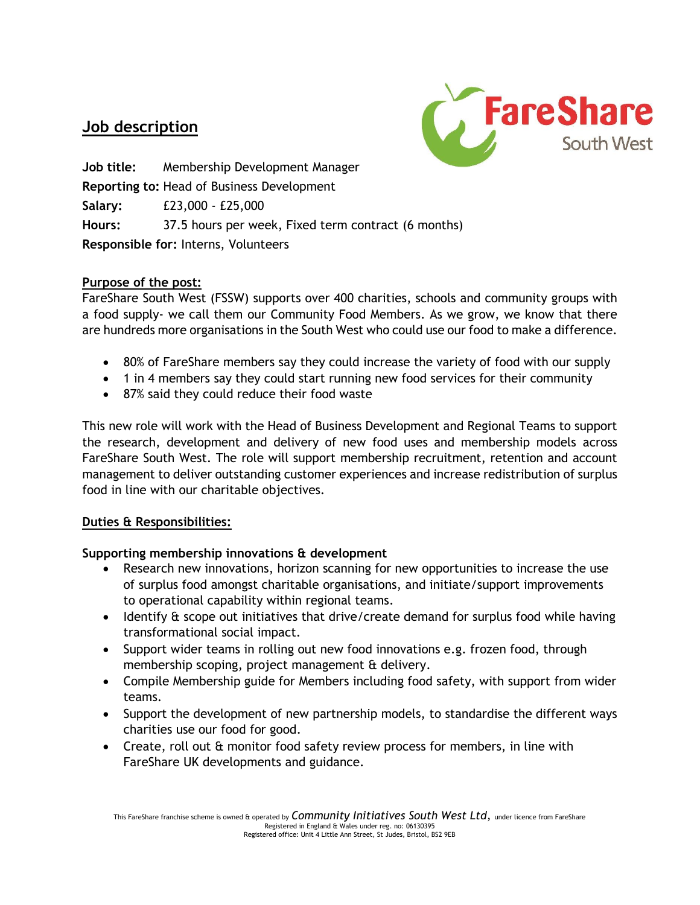## Job description

**Job title:** Membership Development Manager

**Reporting to:** Head of Business Development

**Salary:** £23,000 - £25,000

**Hours:** 37.5 hours per week, Fixed term contract (6 months)

**Responsible for:** Interns, Volunteers

### Purpose of the post:

FareShare South West (FSSW) supports over 400 charities, schools and community groups with a food supply- we call them our Community Food Members. As we grow, we know that there are hundreds more organisations in the South West who could use our food to make a difference.

- 80% of FareShare members say they could increase the variety of food with our supply
- 1 in 4 members say they could start running new food services for their community
- 87% said they could reduce their food waste

This new role will work with the Head of Business Development and Regional Teams to support the research, development and delivery of new food uses and membership models across FareShare South West. The role will support membership recruitment, retention and account management to deliver outstanding customer experiences and increase redistribution of surplus food in line with our charitable objectives.

### Duties & Responsibilities:

**Supporting membership innovations & development**

- Research new innovations, horizon scanning for new opportunities to increase the use of surplus food amongst charitable organisations, and initiate/support improvements to operational capability within regional teams.
- Identify & scope out initiatives that drive/create demand for surplus food while having transformational social impact.
- Support wider teams in rolling out new food innovations e.g. frozen food, through membership scoping, project management & delivery.
- Compile Membership guide for Members including food safety, with support from wider teams.
- Support the development of new partnership models, to standardise the different ways charities use our food for good.
- Create, roll out & monitor food safety review process for members, in line with FareShare UK developments and guidance.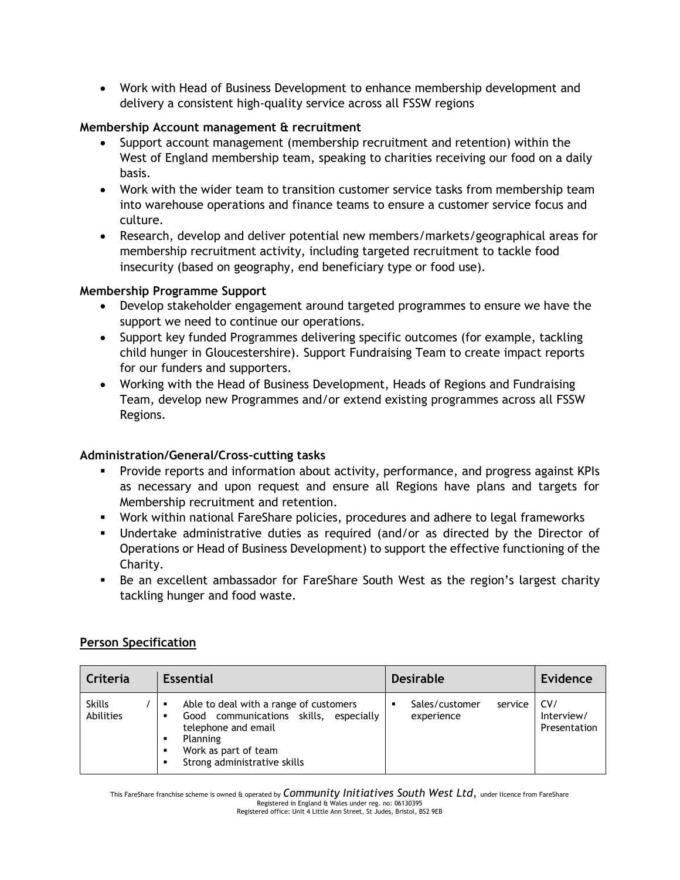- Work with Head of Business Development to enhance membership development and delivery a consistent high-quality service across all FSSW regions

**Membership Account management & recruitment**

- Support account management (membership recruitment and retention) within the West of England membership team, speaking to charities receiving our food on a daily basis.
- Work with the wider team to transition customer service tasks from membership team into warehouse operations and finance teams to ensure a customer service focus and culture.
- Research, develop and deliver potential new members/markets/geographical areas for membership recruitment activity, including targeted recruitment to tackle food insecurity (based on geography, end beneficiary type or food use).

**Membership Programme Support**

- Develop stakeholder engagement around targeted programmes to ensure we have the support we need to continue our operations.
- Support key funded Programmes delivering specific outcomes (for example, tackling child hunger in Gloucestershire). Support Fundraising Team to create impact reports for our funders and supporters.
- Working with the Head of Business Development, Heads of Regions and Fundraising Team, develop new Programmes and/or extend existing programmes across all FSSW Regions.

**Administration/General/Cross-cutting tasks**

- Provide reports and information about activity, performance, and progress against KPIs as necessary and upon request and ensure all Regions have plans and targets for Membership recruitment and retention.
- Work within national FareShare policies, procedures and adhere to legal frameworks
- Undertake administrative duties as required (and/or as directed by the Director of Operations or Head of Business Development) to support the effective functioning of the Charity.
- Be an excellent ambassador for FareShare South West as the region's largest charity tackling hunger and food waste.

**Person Specification**

| Criteria | Essential | Desirable | Evidence |
|---|---|---|---|
| Skills / Abilities | ▪ Able to deal with a range of customers<br>▪ Good communications skills, especially telephone and email<br>▪ Planning<br>▪ Work as part of team<br>▪ Strong administrative skills | ▪ Sales/customer service experience | CV/ Interview/ Presentation |

This FareShare franchise scheme is owned & operated by *Community Initiatives South West Ltd*, under licence from FareShare
Registered in England & Wales under reg. no: 06130395
Registered office: Unit 4 Little Ann Street, St Judes, Bristol, BS2 9EB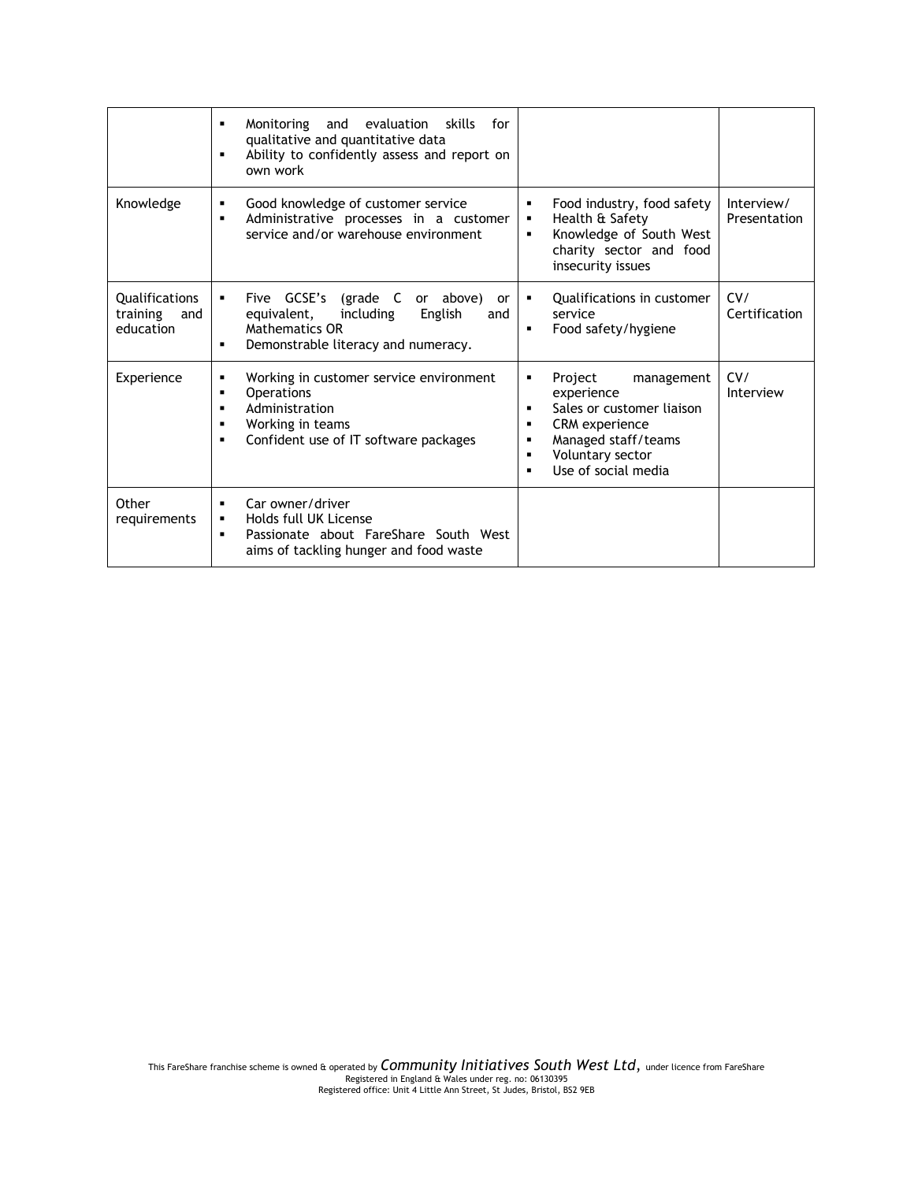| | | | |
|---|---|---|---|
| | ▪ Monitoring and evaluation skills for qualitative and quantitative data<br>▪ Ability to confidently assess and report on own work | | |
| Knowledge | ▪ Good knowledge of customer service<br>▪ Administrative processes in a customer service and/or warehouse environment | ▪ Food industry, food safety<br>▪ Health & Safety<br>▪ Knowledge of South West charity sector and food insecurity issues | Interview/ Presentation |
| Qualifications training and education | ▪ Five GCSE's (grade C or above) or equivalent, including English and Mathematics OR<br>▪ Demonstrable literacy and numeracy. | ▪ Qualifications in customer service<br>▪ Food safety/hygiene | CV/ Certification |
| Experience | ▪ Working in customer service environment<br>▪ Operations<br>▪ Administration<br>▪ Working in teams<br>▪ Confident use of IT software packages | ▪ Project management experience<br>▪ Sales or customer liaison<br>▪ CRM experience<br>▪ Managed staff/teams<br>▪ Voluntary sector<br>▪ Use of social media | CV/ Interview |
| Other requirements | ▪ Car owner/driver<br>▪ Holds full UK License<br>▪ Passionate about FareShare South West aims of tackling hunger and food waste | | |

This FareShare franchise scheme is owned & operated by *Community Initiatives South West Ltd*, under licence from FareShare
Registered in England & Wales under reg. no: 06130395
Registered office: Unit 4 Little Ann Street, St Judes, Bristol, BS2 9EB